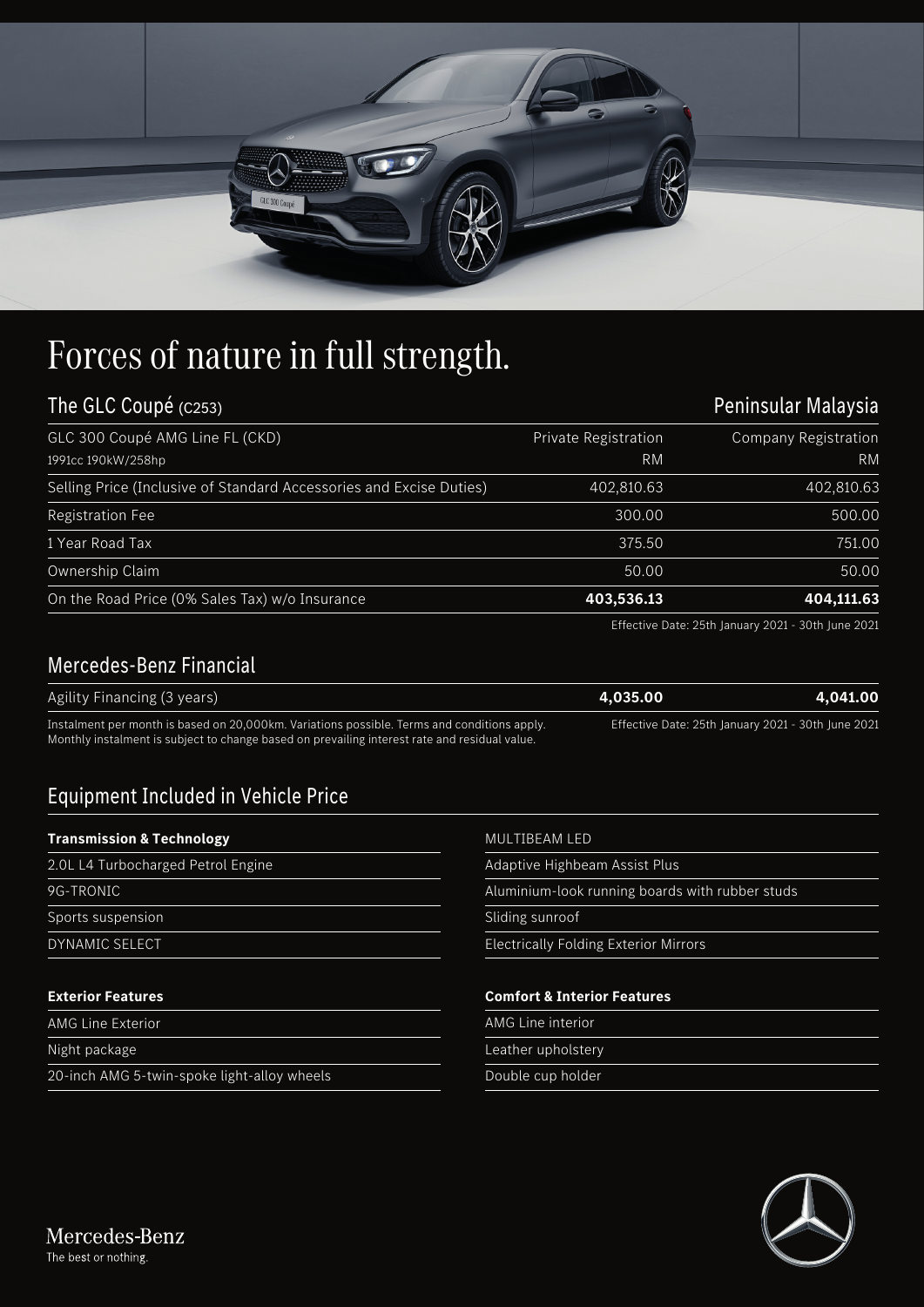# Forces of nature in full strength.

## The GLC Coupé (C253)

Peninsular Malaysia

| GLC 300 Coupé AMG Line FL (CKD)<br>1991cc 190kW/258hp | Private Registration<br>RM | Company Registration<br>RM |
|---|---|---|
| Selling Price (Inclusive of Standard Accessories and Excise Duties) | 402,810.63 | 402,810.63 |
| Registration Fee | 300.00 | 500.00 |
| 1 Year Road Tax | 375.50 | 751.00 |
| Ownership Claim | 50.00 | 50.00 |
| On the Road Price (0% Sales Tax) w/o Insurance | **403,536.13** | **404,111.63** |

Effective Date: 25th January 2021 - 30th June 2021

## Mercedes-Benz Financial

| Agility Financing (3 years) | **4,035.00** | **4,041.00** |
|---|---|---|

Instalment per month is based on 20,000km. Variations possible. Terms and conditions apply.
Monthly instalment is subject to change based on prevailing interest rate and residual value.

Effective Date: 25th January 2021 - 30th June 2021

## Equipment Included in Vehicle Price

**Transmission & Technology**

- 2.0L L4 Turbocharged Petrol Engine
- 9G-TRONIC
- Sports suspension
- DYNAMIC SELECT

**Exterior Features**

- AMG Line Exterior
- Night package
- 20-inch AMG 5-twin-spoke light-alloy wheels
- MULTIBEAM LED
- Adaptive Highbeam Assist Plus
- Aluminium-look running boards with rubber studs
- Sliding sunroof
- Electrically Folding Exterior Mirrors

**Comfort & Interior Features**

- AMG Line interior
- Leather upholstery
- Double cup holder

Mercedes-Benz
The best or nothing.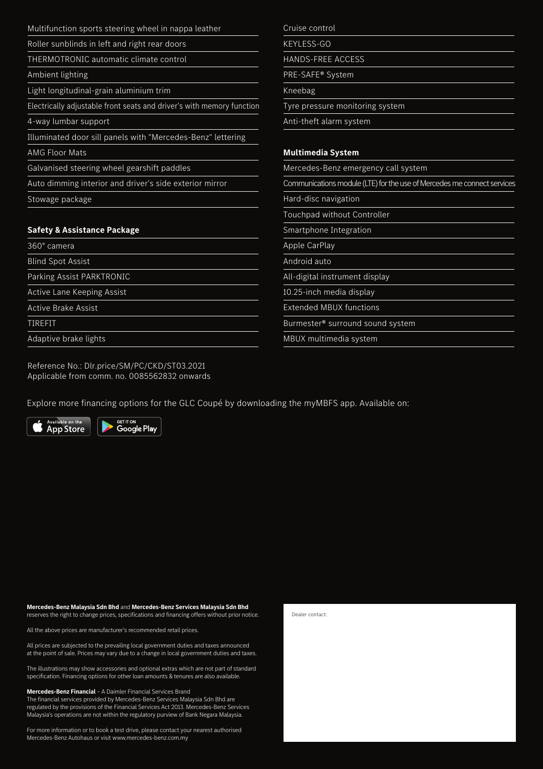- Multifunction sports steering wheel in nappa leather
- Roller sunblinds in left and right rear doors
- THERMOTRONIC automatic climate control
- Ambient lighting
- Light longitudinal-grain aluminium trim
- Electrically adjustable front seats and driver's with memory function
- 4-way lumbar support
- Illuminated door sill panels with "Mercedes-Benz" lettering
- AMG Floor Mats
- Galvanised steering wheel gearshift paddles
- Auto dimming interior and driver's side exterior mirror
- Stowage package

**Safety & Assistance Package**

- 360° camera
- Blind Spot Assist
- Parking Assist PARKTRONIC
- Active Lane Keeping Assist
- Active Brake Assist
- TIREFIT
- Adaptive brake lights
- Cruise control
- KEYLESS-GO
- HANDS-FREE ACCESS
- PRE-SAFE® System
- Kneebag
- Tyre pressure monitoring system
- Anti-theft alarm system

**Multimedia System**

- Mercedes-Benz emergency call system
- Communications module (LTE) for the use of Mercedes me connect services
- Hard-disc navigation
- Touchpad without Controller
- Smartphone Integration
- Apple CarPlay
- Android auto
- All-digital instrument display
- 10.25-inch media display
- Extended MBUX functions
- Burmester® surround sound system
- MBUX multimedia system

Reference No.: Dlr.price/SM/PC/CKD/ST03.2021
Applicable from comm. no. 0085562832 onwards

Explore more financing options for the GLC Coupé by downloading the myMBFS app. Available on:

Available on the App Store | GET IT ON Google Play

**Mercedes-Benz Malaysia Sdn Bhd** and **Mercedes-Benz Services Malaysia Sdn Bhd** reserves the right to change prices, specifications and financing offers without prior notice.

All the above prices are manufacturer's recommended retail prices.

All prices are subjected to the prevailing local government duties and taxes announced at the point of sale. Prices may vary due to a change in local government duties and taxes.

The illustrations may show accessories and optional extras which are not part of standard specification. Financing options for other loan amounts & tenures are also available.

**Mercedes-Benz Financial** – A Daimler Financial Services Brand
The financial services provided by Mercedes-Benz Services Malaysia Sdn Bhd are regulated by the provisions of the Financial Services Act 2013. Mercedes-Benz Services Malaysia's operations are not within the regulatory purview of Bank Negara Malaysia.

For more information or to book a test drive, please contact your nearest authorised Mercedes-Benz Autohaus or visit www.mercedes-benz.com.my

Dealer contact: